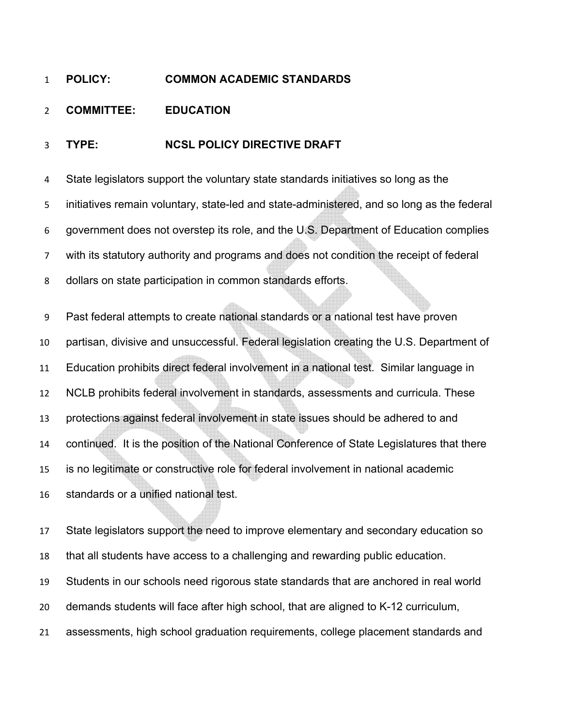**POLICY:** **COMMON ACADEMIC STANDARDS**

**COMMITTEE:** **EDUCATION**

**TYPE:** **NCSL POLICY DIRECTIVE DRAFT**

State legislators support the voluntary state standards initiatives so long as the initiatives remain voluntary, state-led and state-administered, and so long as the federal government does not overstep its role, and the U.S. Department of Education complies with its statutory authority and programs and does not condition the receipt of federal dollars on state participation in common standards efforts.

Past federal attempts to create national standards or a national test have proven partisan, divisive and unsuccessful. Federal legislation creating the U.S. Department of Education prohibits direct federal involvement in a national test. Similar language in NCLB prohibits federal involvement in standards, assessments and curricula. These protections against federal involvement in state issues should be adhered to and continued. It is the position of the National Conference of State Legislatures that there is no legitimate or constructive role for federal involvement in national academic standards or a unified national test.

State legislators support the need to improve elementary and secondary education so that all students have access to a challenging and rewarding public education. Students in our schools need rigorous state standards that are anchored in real world demands students will face after high school, that are aligned to K-12 curriculum, assessments, high school graduation requirements, college placement standards and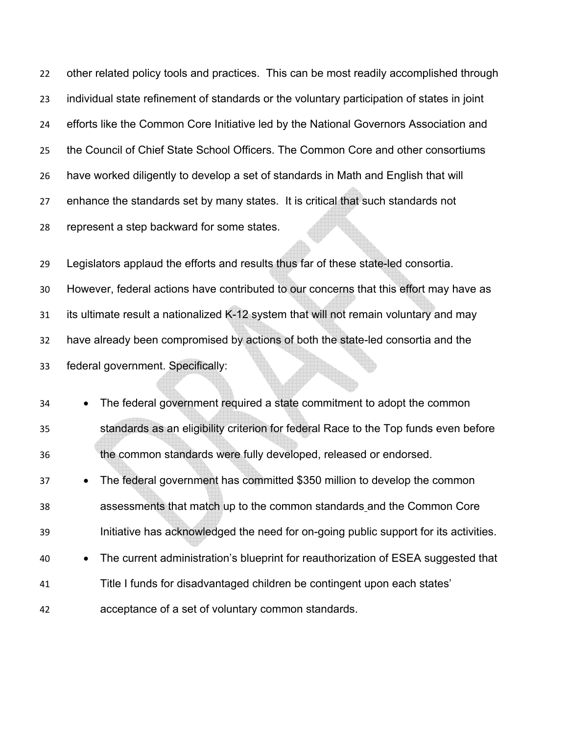other related policy tools and practices. This can be most readily accomplished through individual state refinement of standards or the voluntary participation of states in joint efforts like the Common Core Initiative led by the National Governors Association and the Council of Chief State School Officers. The Common Core and other consortiums have worked diligently to develop a set of standards in Math and English that will enhance the standards set by many states. It is critical that such standards not represent a step backward for some states.

Legislators applaud the efforts and results thus far of these state-led consortia. However, federal actions have contributed to our concerns that this effort may have as its ultimate result a nationalized K-12 system that will not remain voluntary and may have already been compromised by actions of both the state-led consortia and the federal government. Specifically:

- The federal government required a state commitment to adopt the common standards as an eligibility criterion for federal Race to the Top funds even before the common standards were fully developed, released or endorsed.
- The federal government has committed $350 million to develop the common assessments that match up to the common standards and the Common Core Initiative has acknowledged the need for on-going public support for its activities.
- The current administration's blueprint for reauthorization of ESEA suggested that Title I funds for disadvantaged children be contingent upon each states' acceptance of a set of voluntary common standards.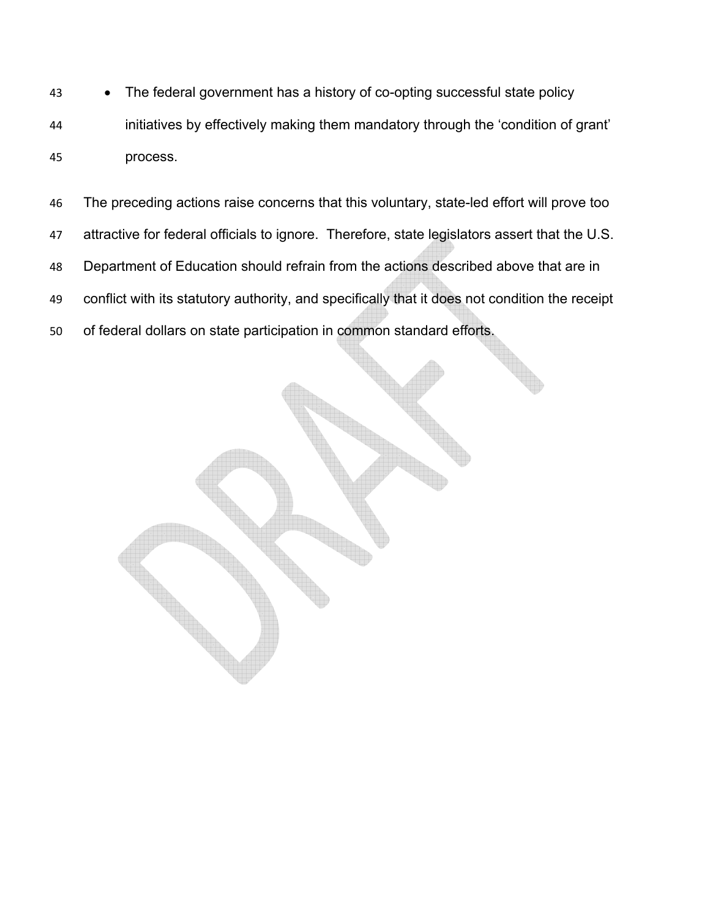- The federal government has a history of co-opting successful state policy initiatives by effectively making them mandatory through the 'condition of grant' process.

The preceding actions raise concerns that this voluntary, state-led effort will prove too attractive for federal officials to ignore. Therefore, state legislators assert that the U.S. Department of Education should refrain from the actions described above that are in conflict with its statutory authority, and specifically that it does not condition the receipt of federal dollars on state participation in common standard efforts.